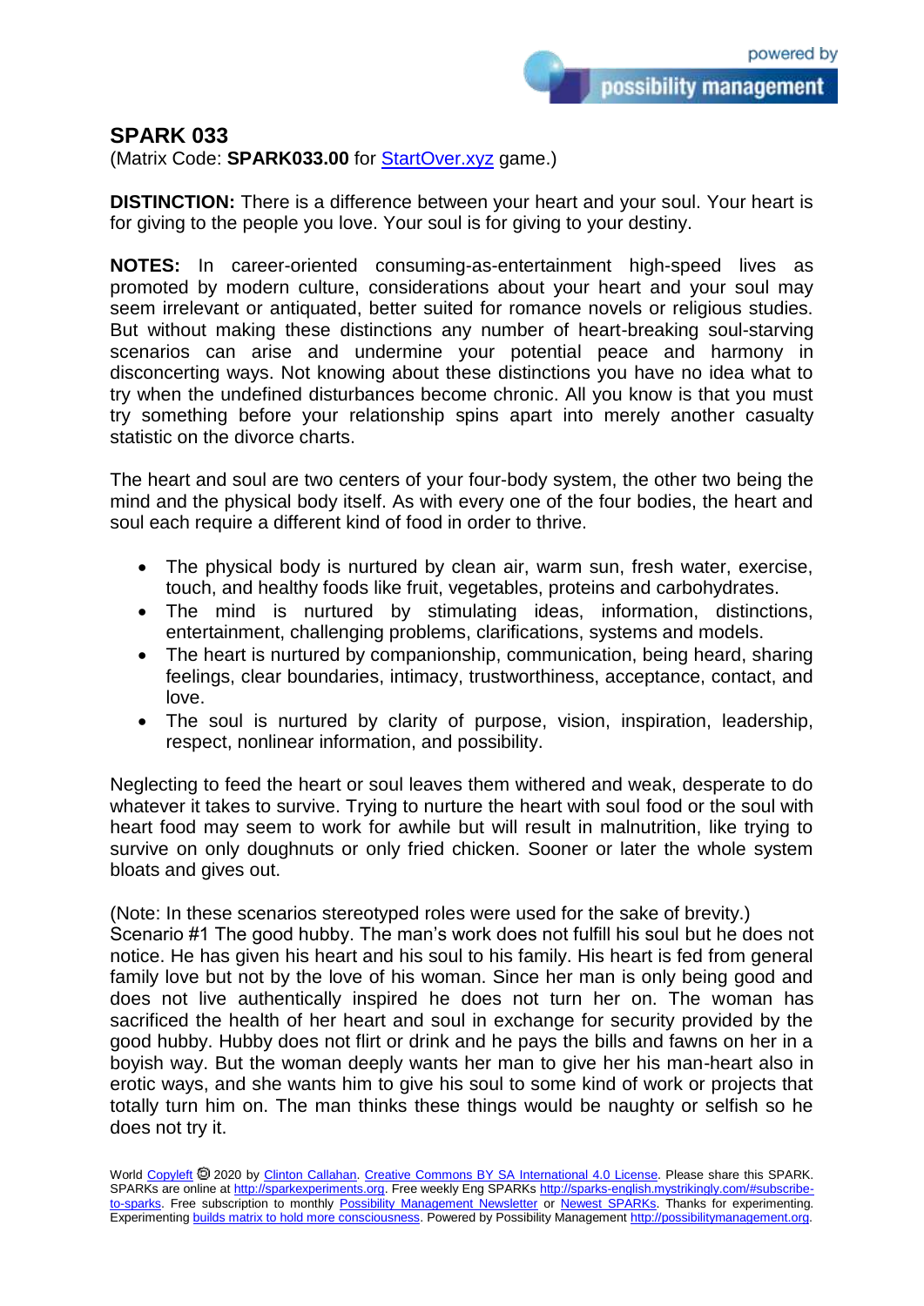## SPARK 033

(Matrix Code: **SPARK033.00** for [StartOver.xyz](StartOver.xyz) game.)

**DISTINCTION:** There is a difference between your heart and your soul. Your heart is for giving to the people you love. Your soul is for giving to your destiny.

**NOTES:** In career-oriented consuming-as-entertainment high-speed lives as promoted by modern culture, considerations about your heart and your soul may seem irrelevant or antiquated, better suited for romance novels or religious studies. But without making these distinctions any number of heart-breaking soul-starving scenarios can arise and undermine your potential peace and harmony in disconcerting ways. Not knowing about these distinctions you have no idea what to try when the undefined disturbances become chronic. All you know is that you must try something before your relationship spins apart into merely another casualty statistic on the divorce charts.

The heart and soul are two centers of your four-body system, the other two being the mind and the physical body itself. As with every one of the four bodies, the heart and soul each require a different kind of food in order to thrive.

- The physical body is nurtured by clean air, warm sun, fresh water, exercise, touch, and healthy foods like fruit, vegetables, proteins and carbohydrates.
- The mind is nurtured by stimulating ideas, information, distinctions, entertainment, challenging problems, clarifications, systems and models.
- The heart is nurtured by companionship, communication, being heard, sharing feelings, clear boundaries, intimacy, trustworthiness, acceptance, contact, and love.
- The soul is nurtured by clarity of purpose, vision, inspiration, leadership, respect, nonlinear information, and possibility.

Neglecting to feed the heart or soul leaves them withered and weak, desperate to do whatever it takes to survive. Trying to nurture the heart with soul food or the soul with heart food may seem to work for awhile but will result in malnutrition, like trying to survive on only doughnuts or only fried chicken. Sooner or later the whole system bloats and gives out.

(Note: In these scenarios stereotyped roles were used for the sake of brevity.)
Scenario #1 The good hubby. The man's work does not fulfill his soul but he does not notice. He has given his heart and his soul to his family. His heart is fed from general family love but not by the love of his woman. Since her man is only being good and does not live authentically inspired he does not turn her on. The woman has sacrificed the health of her heart and soul in exchange for security provided by the good hubby. Hubby does not flirt or drink and he pays the bills and fawns on her in a boyish way. But the woman deeply wants her man to give her his man-heart also in erotic ways, and she wants him to give his soul to some kind of work or projects that totally turn him on. The man thinks these things would be naughty or selfish so he does not try it.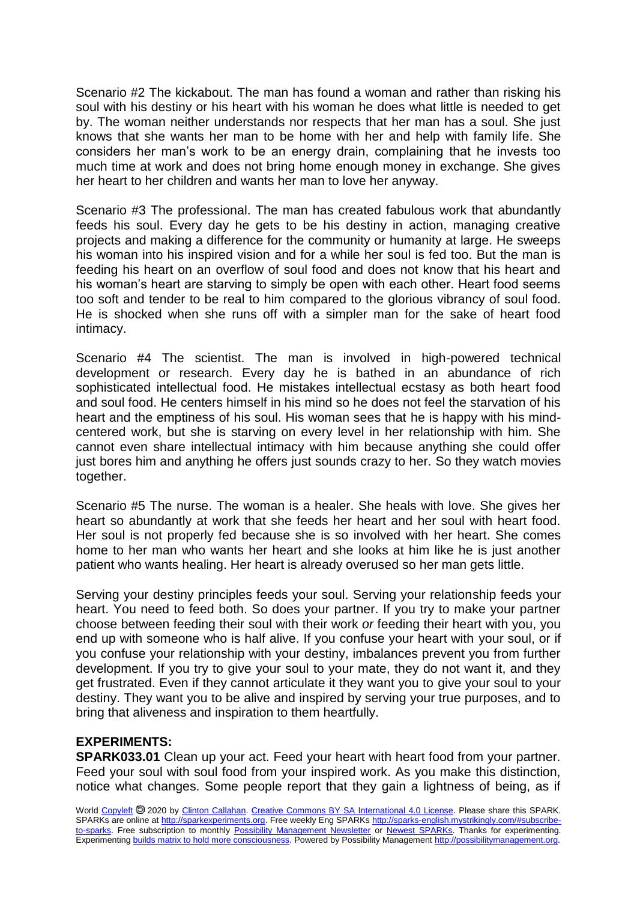Scenario #2 The kickabout. The man has found a woman and rather than risking his soul with his destiny or his heart with his woman he does what little is needed to get by. The woman neither understands nor respects that her man has a soul. She just knows that she wants her man to be home with her and help with family life. She considers her man's work to be an energy drain, complaining that he invests too much time at work and does not bring home enough money in exchange. She gives her heart to her children and wants her man to love her anyway.

Scenario #3 The professional. The man has created fabulous work that abundantly feeds his soul. Every day he gets to be his destiny in action, managing creative projects and making a difference for the community or humanity at large. He sweeps his woman into his inspired vision and for a while her soul is fed too. But the man is feeding his heart on an overflow of soul food and does not know that his heart and his woman's heart are starving to simply be open with each other. Heart food seems too soft and tender to be real to him compared to the glorious vibrancy of soul food. He is shocked when she runs off with a simpler man for the sake of heart food intimacy.

Scenario #4 The scientist. The man is involved in high-powered technical development or research. Every day he is bathed in an abundance of rich sophisticated intellectual food. He mistakes intellectual ecstasy as both heart food and soul food. He centers himself in his mind so he does not feel the starvation of his heart and the emptiness of his soul. His woman sees that he is happy with his mind-centered work, but she is starving on every level in her relationship with him. She cannot even share intellectual intimacy with him because anything she could offer just bores him and anything he offers just sounds crazy to her. So they watch movies together.

Scenario #5 The nurse. The woman is a healer. She heals with love. She gives her heart so abundantly at work that she feeds her heart and her soul with heart food. Her soul is not properly fed because she is so involved with her heart. She comes home to her man who wants her heart and she looks at him like he is just another patient who wants healing. Her heart is already overused so her man gets little.

Serving your destiny principles feeds your soul. Serving your relationship feeds your heart. You need to feed both. So does your partner. If you try to make your partner choose between feeding their soul with their work *or* feeding their heart with you, you end up with someone who is half alive. If you confuse your heart with your soul, or if you confuse your relationship with your destiny, imbalances prevent you from further development. If you try to give your soul to your mate, they do not want it, and they get frustrated. Even if they cannot articulate it they want you to give your soul to your destiny. They want you to be alive and inspired by serving your true purposes, and to bring that aliveness and inspiration to them heartfully.

**EXPERIMENTS:**

**SPARK033.01** Clean up your act. Feed your heart with heart food from your partner. Feed your soul with soul food from your inspired work. As you make this distinction, notice what changes. Some people report that they gain a lightness of being, as if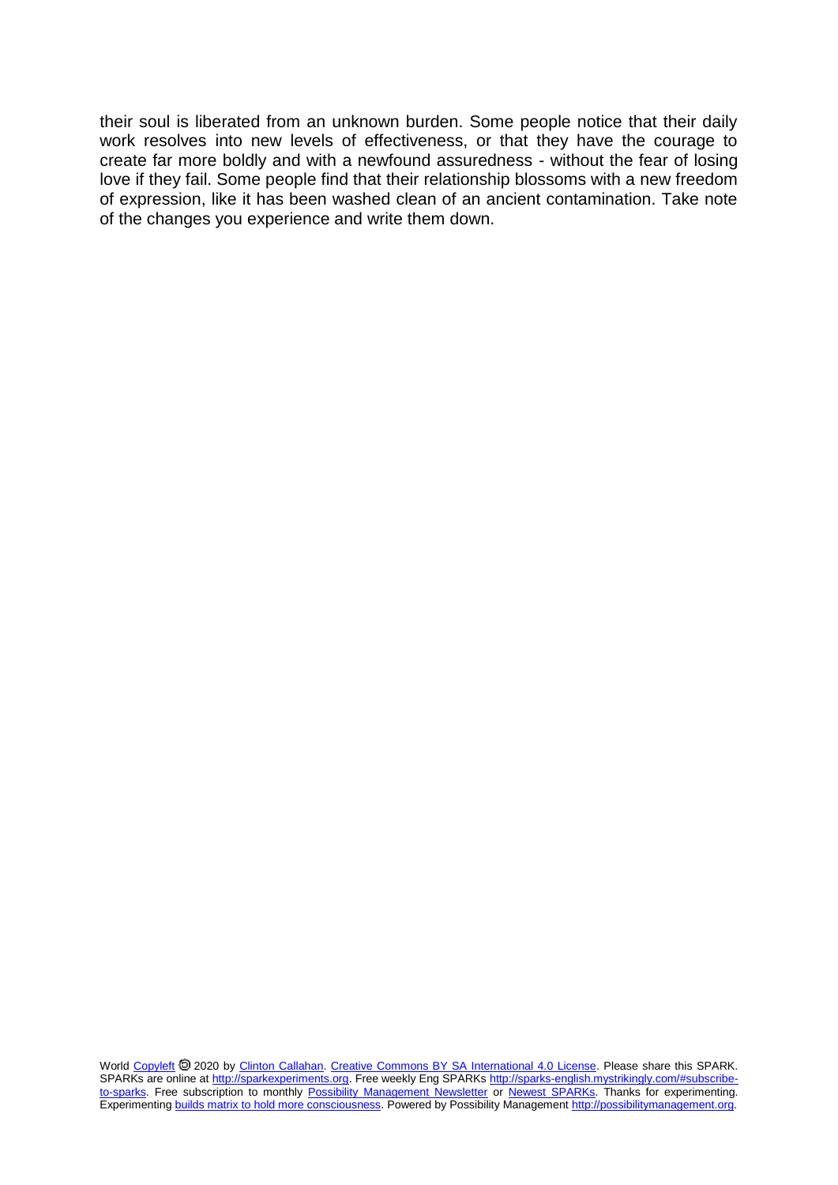their soul is liberated from an unknown burden. Some people notice that their daily work resolves into new levels of effectiveness, or that they have the courage to create far more boldly and with a newfound assuredness - without the fear of losing love if they fail. Some people find that their relationship blossoms with a new freedom of expression, like it has been washed clean of an ancient contamination. Take note of the changes you experience and write them down.